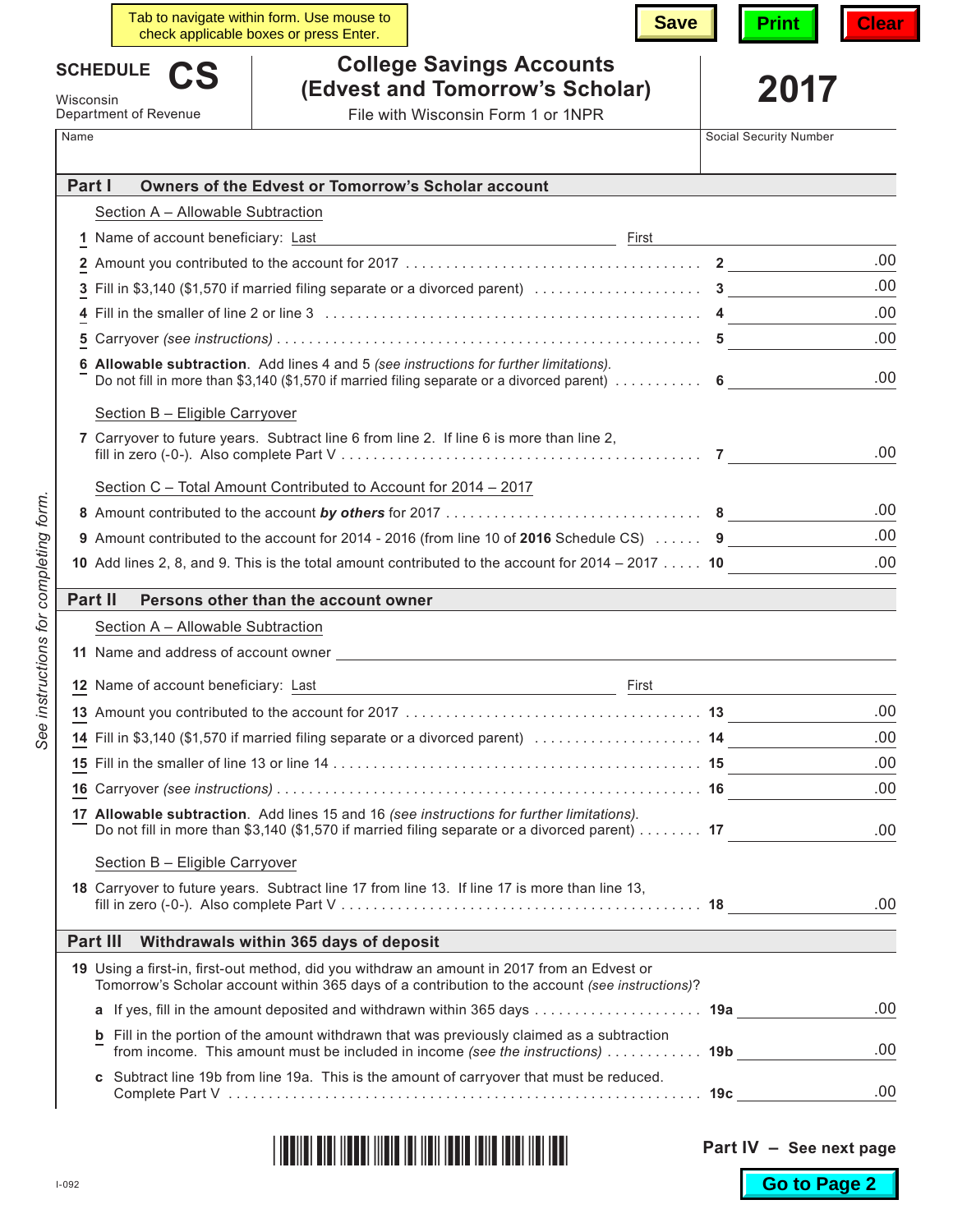Tab to navigate within form. Use mouse to check applicable boxes or press Enter.

Save | Print | Clear

# SCHEDULE CS

Wisconsin Department of Revenue

## College Savings Accounts (Edvest and Tomorrow's Scholar)

File with Wisconsin Form 1 or 1NPR

**2017**

Name | Social Security Number

*See instructions for completing form.*

## Part I Owners of the Edvest or Tomorrow's Scholar account

Section A – Allowable Subtraction

1 Name of account beneficiary: Last ______ First ______

| | | | |
|---|---|---|---|
| 2 | Amount you contributed to the account for 2017 | 2 | .00 |
| 3 | Fill in $3,140 ($1,570 if married filing separate or a divorced parent) | 3 | .00 |
| 4 | Fill in the smaller of line 2 or line 3 | 4 | .00 |
| 5 | Carryover *(see instructions)* | 5 | .00 |
| 6 | **Allowable subtraction**. Add lines 4 and 5 *(see instructions for further limitations)*. Do not fill in more than $3,140 ($1,570 if married filing separate or a divorced parent) | 6 | .00 |

Section B – Eligible Carryover

| | | | |
|---|---|---|---|
| 7 | Carryover to future years. Subtract line 6 from line 2. If line 6 is more than line 2, fill in zero (-0-). Also complete Part V | 7 | .00 |

Section C – Total Amount Contributed to Account for 2014 – 2017

| | | | |
|---|---|---|---|
| 8 | Amount contributed to the account ***by others*** for 2017 | 8 | .00 |
| 9 | Amount contributed to the account for 2014 - 2016 (from line 10 of **2016** Schedule CS) | 9 | .00 |
| 10 | Add lines 2, 8, and 9. This is the total amount contributed to the account for 2014 – 2017 | 10 | .00 |

## Part II Persons other than the account owner

Section A – Allowable Subtraction

11 Name and address of account owner ______

12 Name of account beneficiary: Last ______ First ______

| | | | |
|---|---|---|---|
| 13 | Amount you contributed to the account for 2017 | 13 | .00 |
| 14 | Fill in $3,140 ($1,570 if married filing separate or a divorced parent) | 14 | .00 |
| 15 | Fill in the smaller of line 13 or line 14 | 15 | .00 |
| 16 | Carryover *(see instructions)* | 16 | .00 |
| 17 | **Allowable subtraction**. Add lines 15 and 16 *(see instructions for further limitations)*. Do not fill in more than $3,140 ($1,570 if married filing separate or a divorced parent) | 17 | .00 |

Section B – Eligible Carryover

| | | | |
|---|---|---|---|
| 18 | Carryover to future years. Subtract line 17 from line 13. If line 17 is more than line 13, fill in zero (-0-). Also complete Part V | 18 | .00 |

## Part III Withdrawals within 365 days of deposit

19 Using a first-in, first-out method, did you withdraw an amount in 2017 from an Edvest or Tomorrow's Scholar account within 365 days of a contribution to the account *(see instructions)*?

| | | | |
|---|---|---|---|
| a | If yes, fill in the amount deposited and withdrawn within 365 days | 19a | .00 |
| b | Fill in the portion of the amount withdrawn that was previously claimed as a subtraction from income. This amount must be included in income *(see the instructions)* | 19b | .00 |
| c | Subtract line 19b from line 19a. This is the amount of carryover that must be reduced. Complete Part V | 19c | .00 |

**Part IV – See next page**

Go to Page 2

I-092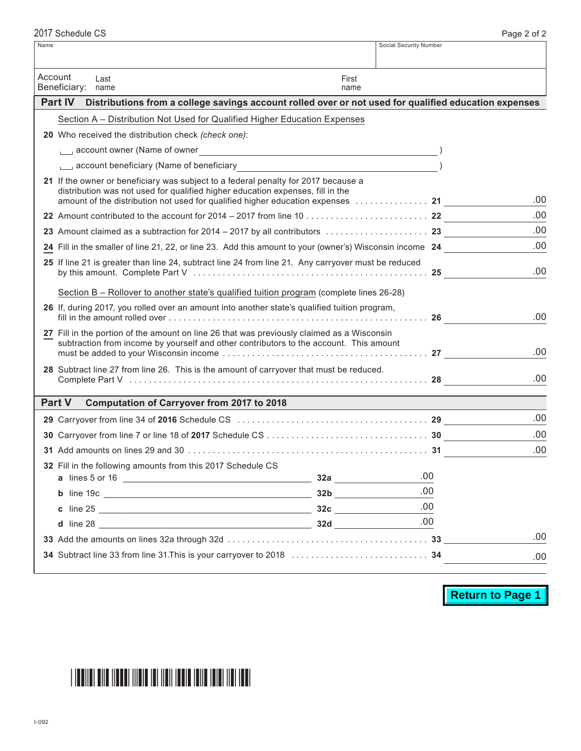2017 Schedule CS

| Name | Social Security Number |
|---|---|
| | |

Account Beneficiary: Last name ______ First name ______

## Part IV Distributions from a college savings account rolled over or not used for qualified education expenses

Section A – Distribution Not Used for Qualified Higher Education Expenses

**20** Who received the distribution check *(check one)*:

☐ account owner (Name of owner ______________________________ )

☐ account beneficiary (Name of beneficiary ______________________________ )

| | | | |
|---|---|---|---|
| **21** | If the owner or beneficiary was subject to a federal penalty for 2017 because a distribution was not used for qualified higher education expenses, fill in the amount of the distribution not used for qualified higher education expenses | **21** | .00 |
| **22** | Amount contributed to the account for 2014 – 2017 from line 10 | **22** | .00 |
| **23** | Amount claimed as a subtraction for 2014 – 2017 by all contributors | **23** | .00 |
| **24** | Fill in the smaller of line 21, 22, or line 23. Add this amount to your (owner's) Wisconsin income | **24** | .00 |
| **25** | If line 21 is greater than line 24, subtract line 24 from line 21. Any carryover must be reduced by this amount. Complete Part V | **25** | .00 |

Section B – Rollover to another state's qualified tuition program (complete lines 26-28)

| | | | |
|---|---|---|---|
| **26** | If, during 2017, you rolled over an amount into another state's qualified tuition program, fill in the amount rolled over | **26** | .00 |
| **27** | Fill in the portion of the amount on line 26 that was previously claimed as a Wisconsin subtraction from income by yourself and other contributors to the account. This amount must be added to your Wisconsin income | **27** | .00 |
| **28** | Subtract line 27 from line 26. This is the amount of carryover that must be reduced. Complete Part V | **28** | .00 |

## Part V Computation of Carryover from 2017 to 2018

| | | | | | |
|---|---|---|---|---|---|
| **29** | Carryover from line 34 of **2016** Schedule CS | | | **29** | .00 |
| **30** | Carryover from line 7 or line 18 of **2017** Schedule CS | | | **30** | .00 |
| **31** | Add amounts on lines 29 and 30 | | | **31** | .00 |
| **32** | Fill in the following amounts from this 2017 Schedule CS | | | | |
| | **a** lines 5 or 16 | **32a** | .00 | | |
| | **b** line 19c | **32b** | .00 | | |
| | **c** line 25 | **32c** | .00 | | |
| | **d** line 28 | **32d** | .00 | | |
| **33** | Add the amounts on lines 32a through 32d | | | **33** | .00 |
| **34** | Subtract line 33 from line 31.This is your carryover to 2018 | | | **34** | .00 |

Return to Page 1

I-092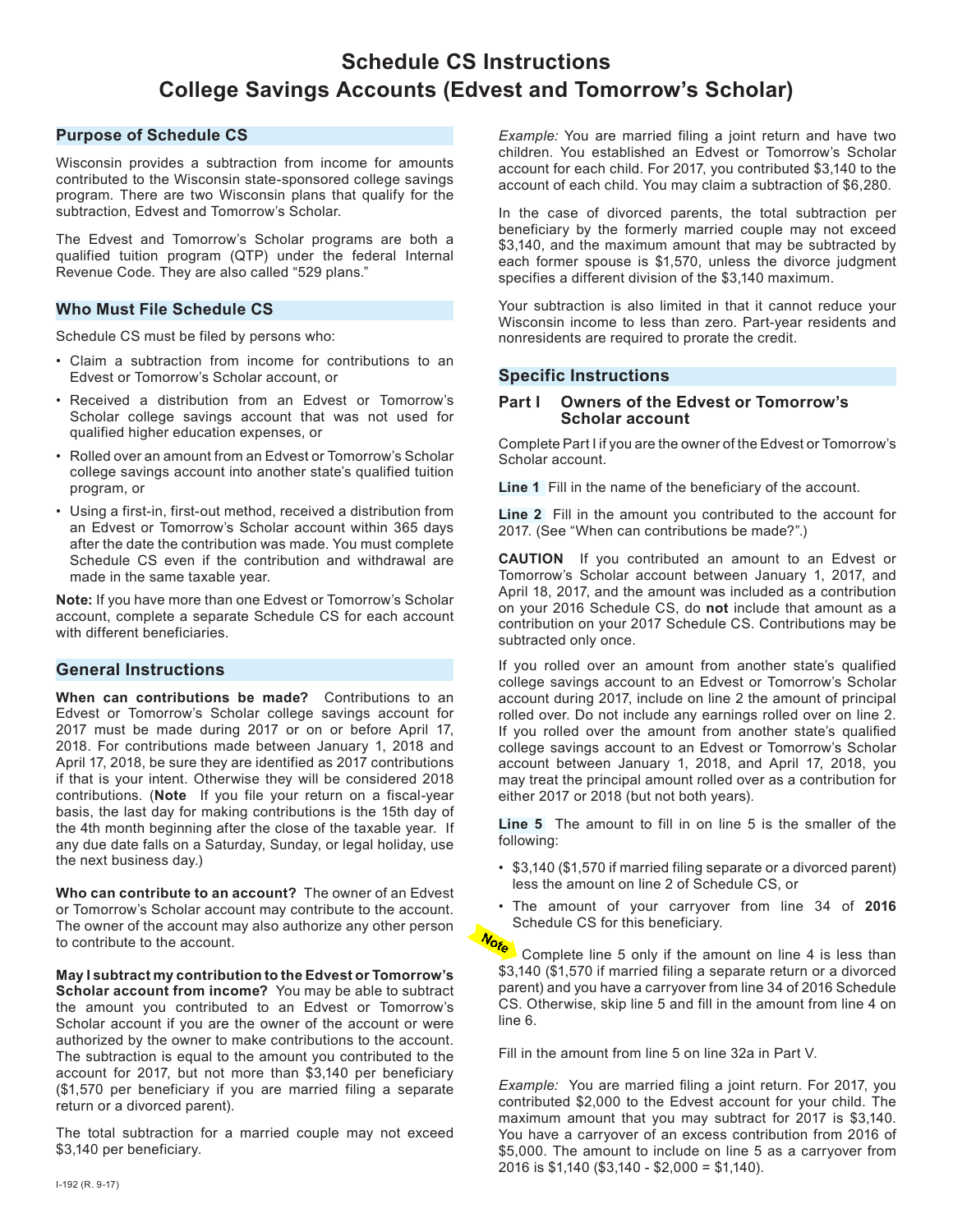# Schedule CS Instructions
# College Savings Accounts (Edvest and Tomorrow's Scholar)

## Purpose of Schedule CS

Wisconsin provides a subtraction from income for amounts contributed to the Wisconsin state-sponsored college savings program. There are two Wisconsin plans that qualify for the subtraction, Edvest and Tomorrow's Scholar.

The Edvest and Tomorrow's Scholar programs are both a qualified tuition program (QTP) under the federal Internal Revenue Code. They are also called "529 plans."

## Who Must File Schedule CS

Schedule CS must be filed by persons who:

- Claim a subtraction from income for contributions to an Edvest or Tomorrow's Scholar account, or
- Received a distribution from an Edvest or Tomorrow's Scholar college savings account that was not used for qualified higher education expenses, or
- Rolled over an amount from an Edvest or Tomorrow's Scholar college savings account into another state's qualified tuition program, or
- Using a first-in, first-out method, received a distribution from an Edvest or Tomorrow's Scholar account within 365 days after the date the contribution was made. You must complete Schedule CS even if the contribution and withdrawal are made in the same taxable year.

**Note:** If you have more than one Edvest or Tomorrow's Scholar account, complete a separate Schedule CS for each account with different beneficiaries.

## General Instructions

**When can contributions be made?** Contributions to an Edvest or Tomorrow's Scholar college savings account for 2017 must be made during 2017 or on or before April 17, 2018. For contributions made between January 1, 2018 and April 17, 2018, be sure they are identified as 2017 contributions if that is your intent. Otherwise they will be considered 2018 contributions. (**Note** If you file your return on a fiscal-year basis, the last day for making contributions is the 15th day of the 4th month beginning after the close of the taxable year. If any due date falls on a Saturday, Sunday, or legal holiday, use the next business day.)

**Who can contribute to an account?** The owner of an Edvest or Tomorrow's Scholar account may contribute to the account. The owner of the account may also authorize any other person to contribute to the account.

**May I subtract my contribution to the Edvest or Tomorrow's Scholar account from income?** You may be able to subtract the amount you contributed to an Edvest or Tomorrow's Scholar account if you are the owner of the account or were authorized by the owner to make contributions to the account. The subtraction is equal to the amount you contributed to the account for 2017, but not more than $3,140 per beneficiary ($1,570 per beneficiary if you are married filing a separate return or a divorced parent).

The total subtraction for a married couple may not exceed $3,140 per beneficiary.

*Example:* You are married filing a joint return and have two children. You established an Edvest or Tomorrow's Scholar account for each child. For 2017, you contributed $3,140 to the account of each child. You may claim a subtraction of $6,280.

In the case of divorced parents, the total subtraction per beneficiary by the formerly married couple may not exceed $3,140, and the maximum amount that may be subtracted by each former spouse is $1,570, unless the divorce judgment specifies a different division of the $3,140 maximum.

Your subtraction is also limited in that it cannot reduce your Wisconsin income to less than zero. Part-year residents and nonresidents are required to prorate the credit.

## Specific Instructions

### Part I Owners of the Edvest or Tomorrow's Scholar account

Complete Part I if you are the owner of the Edvest or Tomorrow's Scholar account.

**Line 1** Fill in the name of the beneficiary of the account.

**Line 2** Fill in the amount you contributed to the account for 2017. (See "When can contributions be made?".)

**CAUTION** If you contributed an amount to an Edvest or Tomorrow's Scholar account between January 1, 2017, and April 18, 2017, and the amount was included as a contribution on your 2016 Schedule CS, do **not** include that amount as a contribution on your 2017 Schedule CS. Contributions may be subtracted only once.

If you rolled over an amount from another state's qualified college savings account to an Edvest or Tomorrow's Scholar account during 2017, include on line 2 the amount of principal rolled over. Do not include any earnings rolled over on line 2. If you rolled over the amount from another state's qualified college savings account to an Edvest or Tomorrow's Scholar account between January 1, 2018, and April 17, 2018, you may treat the principal amount rolled over as a contribution for either 2017 or 2018 (but not both years).

**Line 5** The amount to fill in on line 5 is the smaller of the following:

- $3,140 ($1,570 if married filing separate or a divorced parent) less the amount on line 2 of Schedule CS, or
- The amount of your carryover from line 34 of **2016** Schedule CS for this beneficiary.

**Note** Complete line 5 only if the amount on line 4 is less than $3,140 ($1,570 if married filing a separate return or a divorced parent) and you have a carryover from line 34 of 2016 Schedule CS. Otherwise, skip line 5 and fill in the amount from line 4 on line 6.

Fill in the amount from line 5 on line 32a in Part V.

*Example:* You are married filing a joint return. For 2017, you contributed $2,000 to the Edvest account for your child. The maximum amount that you may subtract for 2017 is $3,140. You have a carryover of an excess contribution from 2016 of $5,000. The amount to include on line 5 as a carryover from 2016 is $1,140 ($3,140 - $2,000 = $1,140).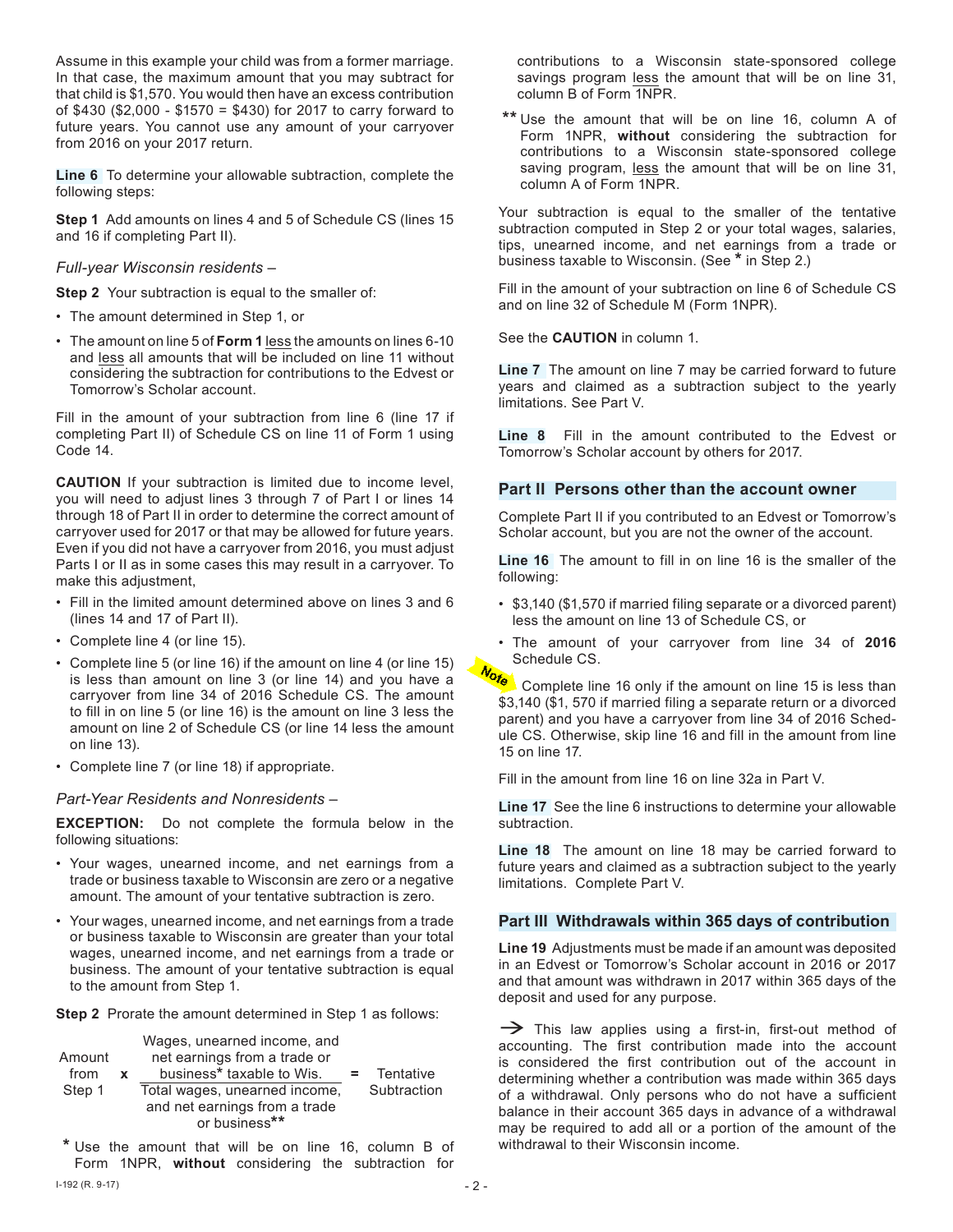Assume in this example your child was from a former marriage. In that case, the maximum amount that you may subtract for that child is $1,570. You would then have an excess contribution of $430 ($2,000 - $1570 = $430) for 2017 to carry forward to future years. You cannot use any amount of your carryover from 2016 on your 2017 return.

**Line 6** To determine your allowable subtraction, complete the following steps:

**Step 1** Add amounts on lines 4 and 5 of Schedule CS (lines 15 and 16 if completing Part II).

*Full-year Wisconsin residents –*

**Step 2** Your subtraction is equal to the smaller of:

- The amount determined in Step 1, or
- The amount on line 5 of **Form 1** less the amounts on lines 6-10 and less all amounts that will be included on line 11 without considering the subtraction for contributions to the Edvest or Tomorrow's Scholar account.

Fill in the amount of your subtraction from line 6 (line 17 if completing Part II) of Schedule CS on line 11 of Form 1 using Code 14.

**CAUTION** If your subtraction is limited due to income level, you will need to adjust lines 3 through 7 of Part I or lines 14 through 18 of Part II in order to determine the correct amount of carryover used for 2017 or that may be allowed for future years. Even if you did not have a carryover from 2016, you must adjust Parts I or II as in some cases this may result in a carryover. To make this adjustment,

- Fill in the limited amount determined above on lines 3 and 6 (lines 14 and 17 of Part II).
- Complete line 4 (or line 15).
- Complete line 5 (or line 16) if the amount on line 4 (or line 15) is less than amount on line 3 (or line 14) and you have a carryover from line 34 of 2016 Schedule CS. The amount to fill in on line 5 (or line 16) is the amount on line 3 less the amount on line 2 of Schedule CS (or line 14 less the amount on line 13).
- Complete line 7 (or line 18) if appropriate.

*Part-Year Residents and Nonresidents –*

**EXCEPTION:** Do not complete the formula below in the following situations:

- Your wages, unearned income, and net earnings from a trade or business taxable to Wisconsin are zero or a negative amount. The amount of your tentative subtraction is zero.
- Your wages, unearned income, and net earnings from a trade or business taxable to Wisconsin are greater than your total wages, unearned income, and net earnings from a trade or business. The amount of your tentative subtraction is equal to the amount from Step 1.

**Step 2** Prorate the amount determined in Step 1 as follows:

$$\text{Amount from Step 1} \times \frac{\text{Wages, unearned income, and net earnings from a trade or business* taxable to Wis.}}{\text{Total wages, unearned income, and net earnings from a trade or business**}} = \text{Tentative Subtraction}$$

\* Use the amount that will be on line 16, column B of Form 1NPR, **without** considering the subtraction for contributions to a Wisconsin state-sponsored college savings program less the amount that will be on line 31, column B of Form 1NPR.

\*\* Use the amount that will be on line 16, column A of Form 1NPR, **without** considering the subtraction for contributions to a Wisconsin state-sponsored college saving program, less the amount that will be on line 31, column A of Form 1NPR.

Your subtraction is equal to the smaller of the tentative subtraction computed in Step 2 or your total wages, salaries, tips, unearned income, and net earnings from a trade or business taxable to Wisconsin. (See * in Step 2.)

Fill in the amount of your subtraction on line 6 of Schedule CS and on line 32 of Schedule M (Form 1NPR).

See the **CAUTION** in column 1.

**Line 7** The amount on line 7 may be carried forward to future years and claimed as a subtraction subject to the yearly limitations. See Part V.

**Line 8** Fill in the amount contributed to the Edvest or Tomorrow's Scholar account by others for 2017.

## Part II Persons other than the account owner

Complete Part II if you contributed to an Edvest or Tomorrow's Scholar account, but you are not the owner of the account.

**Line 16** The amount to fill in on line 16 is the smaller of the following:

- $3,140 ($1,570 if married filing separate or a divorced parent) less the amount on line 13 of Schedule CS, or
- The amount of your carryover from line 34 of **2016** Schedule CS.

*Note* Complete line 16 only if the amount on line 15 is less than $3,140 ($1, 570 if married filing a separate return or a divorced parent) and you have a carryover from line 34 of 2016 Schedule CS. Otherwise, skip line 16 and fill in the amount from line 15 on line 17.

Fill in the amount from line 16 on line 32a in Part V.

**Line 17** See the line 6 instructions to determine your allowable subtraction.

**Line 18** The amount on line 18 may be carried forward to future years and claimed as a subtraction subject to the yearly limitations. Complete Part V.

## Part III Withdrawals within 365 days of contribution

**Line 19** Adjustments must be made if an amount was deposited in an Edvest or Tomorrow's Scholar account in 2016 or 2017 and that amount was withdrawn in 2017 within 365 days of the deposit and used for any purpose.

→ This law applies using a first-in, first-out method of accounting. The first contribution made into the account is considered the first contribution out of the account in determining whether a contribution was made within 365 days of a withdrawal. Only persons who do not have a sufficient balance in their account 365 days in advance of a withdrawal may be required to add all or a portion of the amount of the withdrawal to their Wisconsin income.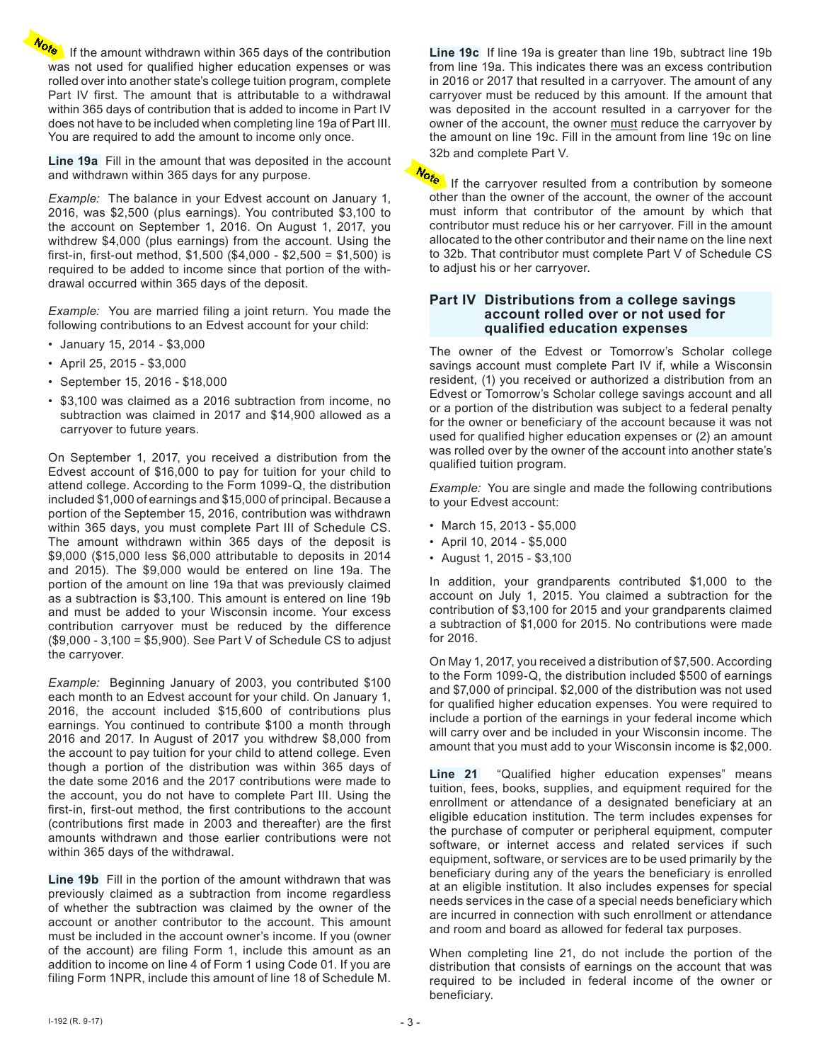**Note** If the amount withdrawn within 365 days of the contribution was not used for qualified higher education expenses or was rolled over into another state's college tuition program, complete Part IV first. The amount that is attributable to a withdrawal within 365 days of contribution that is added to income in Part IV does not have to be included when completing line 19a of Part III. You are required to add the amount to income only once.

**Line 19a** Fill in the amount that was deposited in the account and withdrawn within 365 days for any purpose.

*Example:* The balance in your Edvest account on January 1, 2016, was $2,500 (plus earnings). You contributed $3,100 to the account on September 1, 2016. On August 1, 2017, you withdrew $4,000 (plus earnings) from the account. Using the first-in, first-out method, $1,500 ($4,000 - $2,500 = $1,500) is required to be added to income since that portion of the withdrawal occurred within 365 days of the deposit.

*Example:* You are married filing a joint return. You made the following contributions to an Edvest account for your child:

- January 15, 2014 - $3,000
- April 25, 2015 - $3,000
- September 15, 2016 - $18,000
- $3,100 was claimed as a 2016 subtraction from income, no subtraction was claimed in 2017 and $14,900 allowed as a carryover to future years.

On September 1, 2017, you received a distribution from the Edvest account of $16,000 to pay for tuition for your child to attend college. According to the Form 1099-Q, the distribution included $1,000 of earnings and $15,000 of principal. Because a portion of the September 15, 2016, contribution was withdrawn within 365 days, you must complete Part III of Schedule CS. The amount withdrawn within 365 days of the deposit is $9,000 ($15,000 less $6,000 attributable to deposits in 2014 and 2015). The $9,000 would be entered on line 19a. The portion of the amount on line 19a that was previously claimed as a subtraction is $3,100. This amount is entered on line 19b and must be added to your Wisconsin income. Your excess contribution carryover must be reduced by the difference ($9,000 - 3,100 = $5,900). See Part V of Schedule CS to adjust the carryover.

*Example:* Beginning January of 2003, you contributed $100 each month to an Edvest account for your child. On January 1, 2016, the account included $15,600 of contributions plus earnings. You continued to contribute $100 a month through 2016 and 2017. In August of 2017 you withdrew $8,000 from the account to pay tuition for your child to attend college. Even though a portion of the distribution was within 365 days of the date some 2016 and the 2017 contributions were made to the account, you do not have to complete Part III. Using the first-in, first-out method, the first contributions to the account (contributions first made in 2003 and thereafter) are the first amounts withdrawn and those earlier contributions were not within 365 days of the withdrawal.

**Line 19b** Fill in the portion of the amount withdrawn that was previously claimed as a subtraction from income regardless of whether the subtraction was claimed by the owner of the account or another contributor to the account. This amount must be included in the account owner's income. If you (owner of the account) are filing Form 1, include this amount as an addition to income on line 4 of Form 1 using Code 01. If you are filing Form 1NPR, include this amount of line 18 of Schedule M.

**Line 19c** If line 19a is greater than line 19b, subtract line 19b from line 19a. This indicates there was an excess contribution in 2016 or 2017 that resulted in a carryover. The amount of any carryover must be reduced by this amount. If the amount that was deposited in the account resulted in a carryover for the owner of the account, the owner must reduce the carryover by the amount on line 19c. Fill in the amount from line 19c on line 32b and complete Part V.

**Note** If the carryover resulted from a contribution by someone other than the owner of the account, the owner of the account must inform that contributor of the amount by which that contributor must reduce his or her carryover. Fill in the amount allocated to the other contributor and their name on the line next to 32b. That contributor must complete Part V of Schedule CS to adjust his or her carryover.

## Part IV Distributions from a college savings account rolled over or not used for qualified education expenses

The owner of the Edvest or Tomorrow's Scholar college savings account must complete Part IV if, while a Wisconsin resident, (1) you received or authorized a distribution from an Edvest or Tomorrow's Scholar college savings account and all or a portion of the distribution was subject to a federal penalty for the owner or beneficiary of the account because it was not used for qualified higher education expenses or (2) an amount was rolled over by the owner of the account into another state's qualified tuition program.

*Example:* You are single and made the following contributions to your Edvest account:

- March 15, 2013 - $5,000
- April 10, 2014 - $5,000
- August 1, 2015 - $3,100

In addition, your grandparents contributed $1,000 to the account on July 1, 2015. You claimed a subtraction for the contribution of $3,100 for 2015 and your grandparents claimed a subtraction of $1,000 for 2015. No contributions were made for 2016.

On May 1, 2017, you received a distribution of $7,500. According to the Form 1099-Q, the distribution included $500 of earnings and $7,000 of principal. $2,000 of the distribution was not used for qualified higher education expenses. You were required to include a portion of the earnings in your federal income which will carry over and be included in your Wisconsin income. The amount that you must add to your Wisconsin income is $2,000.

**Line 21** "Qualified higher education expenses" means tuition, fees, books, supplies, and equipment required for the enrollment or attendance of a designated beneficiary at an eligible education institution. The term includes expenses for the purchase of computer or peripheral equipment, computer software, or internet access and related services if such equipment, software, or services are to be used primarily by the beneficiary during any of the years the beneficiary is enrolled at an eligible institution. It also includes expenses for special needs services in the case of a special needs beneficiary which are incurred in connection with such enrollment or attendance and room and board as allowed for federal tax purposes.

When completing line 21, do not include the portion of the distribution that consists of earnings on the account that was required to be included in federal income of the owner or beneficiary.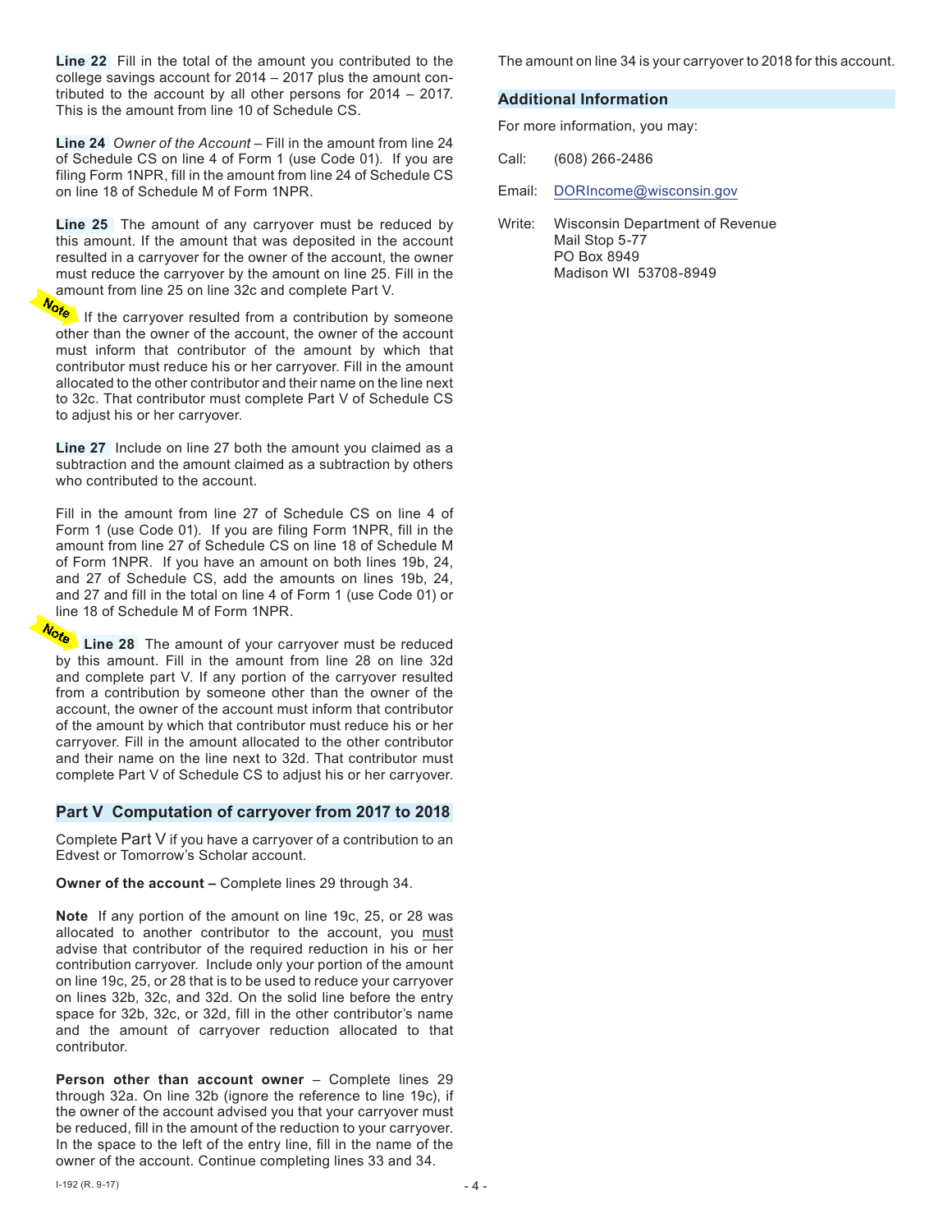**Line 22** Fill in the total of the amount you contributed to the college savings account for 2014 – 2017 plus the amount contributed to the account by all other persons for 2014 – 2017. This is the amount from line 10 of Schedule CS.

**Line 24** *Owner of the Account* – Fill in the amount from line 24 of Schedule CS on line 4 of Form 1 (use Code 01). If you are filing Form 1NPR, fill in the amount from line 24 of Schedule CS on line 18 of Schedule M of Form 1NPR.

**Line 25** The amount of any carryover must be reduced by this amount. If the amount that was deposited in the account resulted in a carryover for the owner of the account, the owner must reduce the carryover by the amount on line 25. Fill in the amount from line 25 on line 32c and complete Part V.

**Note** If the carryover resulted from a contribution by someone other than the owner of the account, the owner of the account must inform that contributor of the amount by which that contributor must reduce his or her carryover. Fill in the amount allocated to the other contributor and their name on the line next to 32c. That contributor must complete Part V of Schedule CS to adjust his or her carryover.

**Line 27** Include on line 27 both the amount you claimed as a subtraction and the amount claimed as a subtraction by others who contributed to the account.

Fill in the amount from line 27 of Schedule CS on line 4 of Form 1 (use Code 01). If you are filing Form 1NPR, fill in the amount from line 27 of Schedule CS on line 18 of Schedule M of Form 1NPR. If you have an amount on both lines 19b, 24, and 27 of Schedule CS, add the amounts on lines 19b, 24, and 27 and fill in the total on line 4 of Form 1 (use Code 01) or line 18 of Schedule M of Form 1NPR.

**Note** **Line 28** The amount of your carryover must be reduced by this amount. Fill in the amount from line 28 on line 32d and complete part V. If any portion of the carryover resulted from a contribution by someone other than the owner of the account, the owner of the account must inform that contributor of the amount by which that contributor must reduce his or her carryover. Fill in the amount allocated to the other contributor and their name on the line next to 32d. That contributor must complete Part V of Schedule CS to adjust his or her carryover.

## Part V Computation of carryover from 2017 to 2018

Complete Part V if you have a carryover of a contribution to an Edvest or Tomorrow's Scholar account.

**Owner of the account –** Complete lines 29 through 34.

**Note** If any portion of the amount on line 19c, 25, or 28 was allocated to another contributor to the account, you must advise that contributor of the required reduction in his or her contribution carryover. Include only your portion of the amount on line 19c, 25, or 28 that is to be used to reduce your carryover on lines 32b, 32c, and 32d. On the solid line before the entry space for 32b, 32c, or 32d, fill in the other contributor's name and the amount of carryover reduction allocated to that contributor.

**Person other than account owner** – Complete lines 29 through 32a. On line 32b (ignore the reference to line 19c), if the owner of the account advised you that your carryover must be reduced, fill in the amount of the reduction to your carryover. In the space to the left of the entry line, fill in the name of the owner of the account. Continue completing lines 33 and 34.

The amount on line 34 is your carryover to 2018 for this account.

## Additional Information

For more information, you may:

Call: (608) 266-2486

Email: DORIncome@wisconsin.gov

Write: Wisconsin Department of Revenue
Mail Stop 5-77
PO Box 8949
Madison WI 53708-8949

I-192 (R. 9-17)